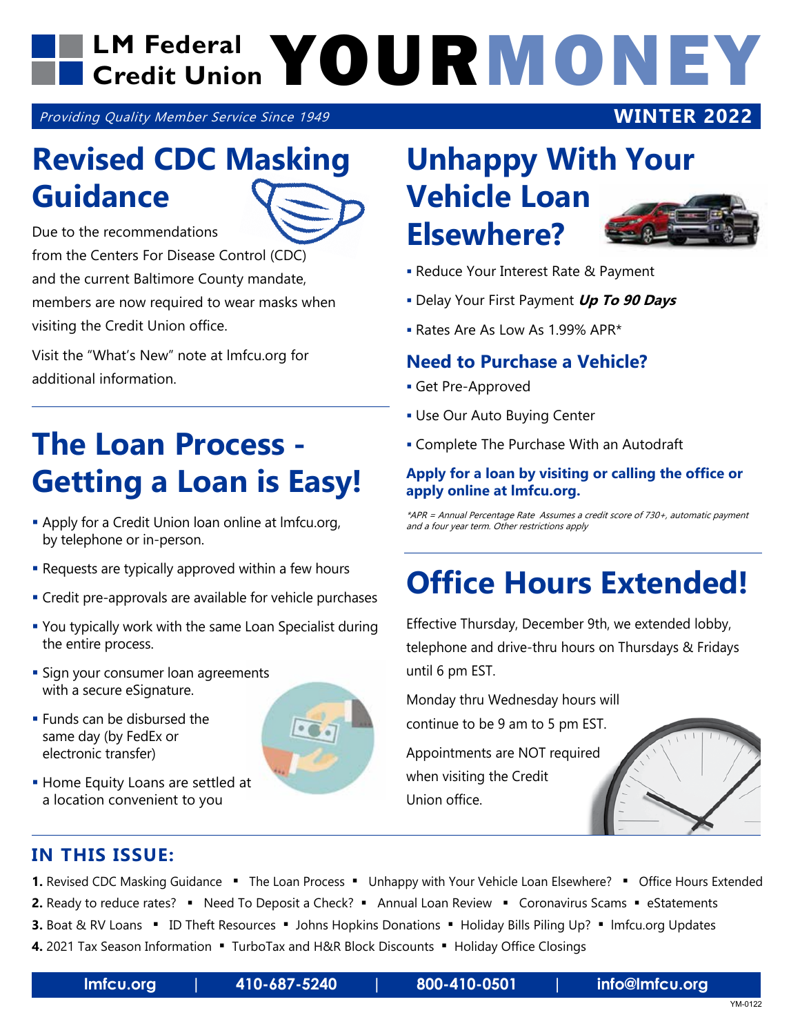# LM Federal Credit Union YOURMONEY

*Providing Quality Member Service Since 1949*

**WINTER 2022**

## Revised CDC Masking Guidance

Due to the recommendations from the Centers For Disease Control (CDC) and the current Baltimore County mandate, members are now required to wear masks when visiting the Credit Union office.

Visit the "What's New" note at lmfcu.org for additional information.

## The Loan Process - Getting a Loan is Easy!

- Apply for a Credit Union loan online at lmfcu.org, by telephone or in-person.
- Requests are typically approved within a few hours
- Credit pre-approvals are available for vehicle purchases
- You typically work with the same Loan Specialist during the entire process.
- Sign your consumer loan agreements with a secure eSignature.
- Funds can be disbursed the same day (by FedEx or electronic transfer)
- Home Equity Loans are settled at a location convenient to you

## Unhappy With Your Vehicle Loan Elsewhere?

- Reduce Your Interest Rate & Payment
- Delay Your First Payment ***Up To 90 Days***
- Rates Are As Low As 1.99% APR*

### Need to Purchase a Vehicle?

- Get Pre-Approved
- Use Our Auto Buying Center
- Complete The Purchase With an Autodraft

**Apply for a loan by visiting or calling the office or apply online at lmfcu.org.**

*\*APR = Annual Percentage Rate Assumes a credit score of 730+, automatic payment and a four year term. Other restrictions apply*

## Office Hours Extended!

Effective Thursday, December 9th, we extended lobby, telephone and drive-thru hours on Thursdays & Fridays until 6 pm EST.

Monday thru Wednesday hours will continue to be 9 am to 5 pm EST.

Appointments are NOT required when visiting the Credit Union office.

### IN THIS ISSUE:

**1.** Revised CDC Masking Guidance ▪ The Loan Process ▪ Unhappy with Your Vehicle Loan Elsewhere? ▪ Office Hours Extended

**2.** Ready to reduce rates? ▪ Need To Deposit a Check? ▪ Annual Loan Review ▪ Coronavirus Scams ▪ eStatements

**3.** Boat & RV Loans ▪ ID Theft Resources ▪ Johns Hopkins Donations ▪ Holiday Bills Piling Up? ▪ lmfcu.org Updates

**4.** 2021 Tax Season Information ▪ TurboTax and H&R Block Discounts ▪ Holiday Office Closings

lmfcu.org | 410-687-5240 | 800-410-0501 | info@lmfcu.org

YM-0122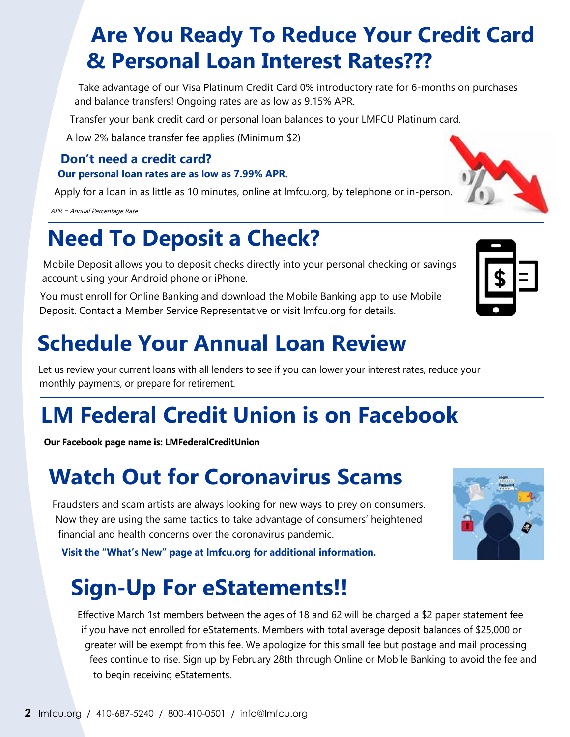# Are You Ready To Reduce Your Credit Card & Personal Loan Interest Rates???

Take advantage of our Visa Platinum Credit Card 0% introductory rate for 6-months on purchases and balance transfers! Ongoing rates are as low as 9.15% APR.

Transfer your bank credit card or personal loan balances to your LMFCU Platinum card.

A low 2% balance transfer fee applies (Minimum $2)

### Don't need a credit card?

**Our personal loan rates are as low as 7.99% APR.**

Apply for a loan in as little as 10 minutes, online at lmfcu.org, by telephone or in-person.

*APR = Annual Percentage Rate*

# Need To Deposit a Check?

Mobile Deposit allows you to deposit checks directly into your personal checking or savings account using your Android phone or iPhone.

You must enroll for Online Banking and download the Mobile Banking app to use Mobile Deposit. Contact a Member Service Representative or visit lmfcu.org for details.

# Schedule Your Annual Loan Review

Let us review your current loans with all lenders to see if you can lower your interest rates, reduce your monthly payments, or prepare for retirement.

# LM Federal Credit Union is on Facebook

**Our Facebook page name is: LMFederalCreditUnion**

# Watch Out for Coronavirus Scams

Fraudsters and scam artists are always looking for new ways to prey on consumers. Now they are using the same tactics to take advantage of consumers' heightened financial and health concerns over the coronavirus pandemic.

**Visit the "What's New" page at lmfcu.org for additional information.**

# Sign-Up For eStatements!!

Effective March 1st members between the ages of 18 and 62 will be charged a $2 paper statement fee if you have not enrolled for eStatements. Members with total average deposit balances of $25,000 or greater will be exempt from this fee. We apologize for this small fee but postage and mail processing fees continue to rise. Sign up by February 28th through Online or Mobile Banking to avoid the fee and to begin receiving eStatements.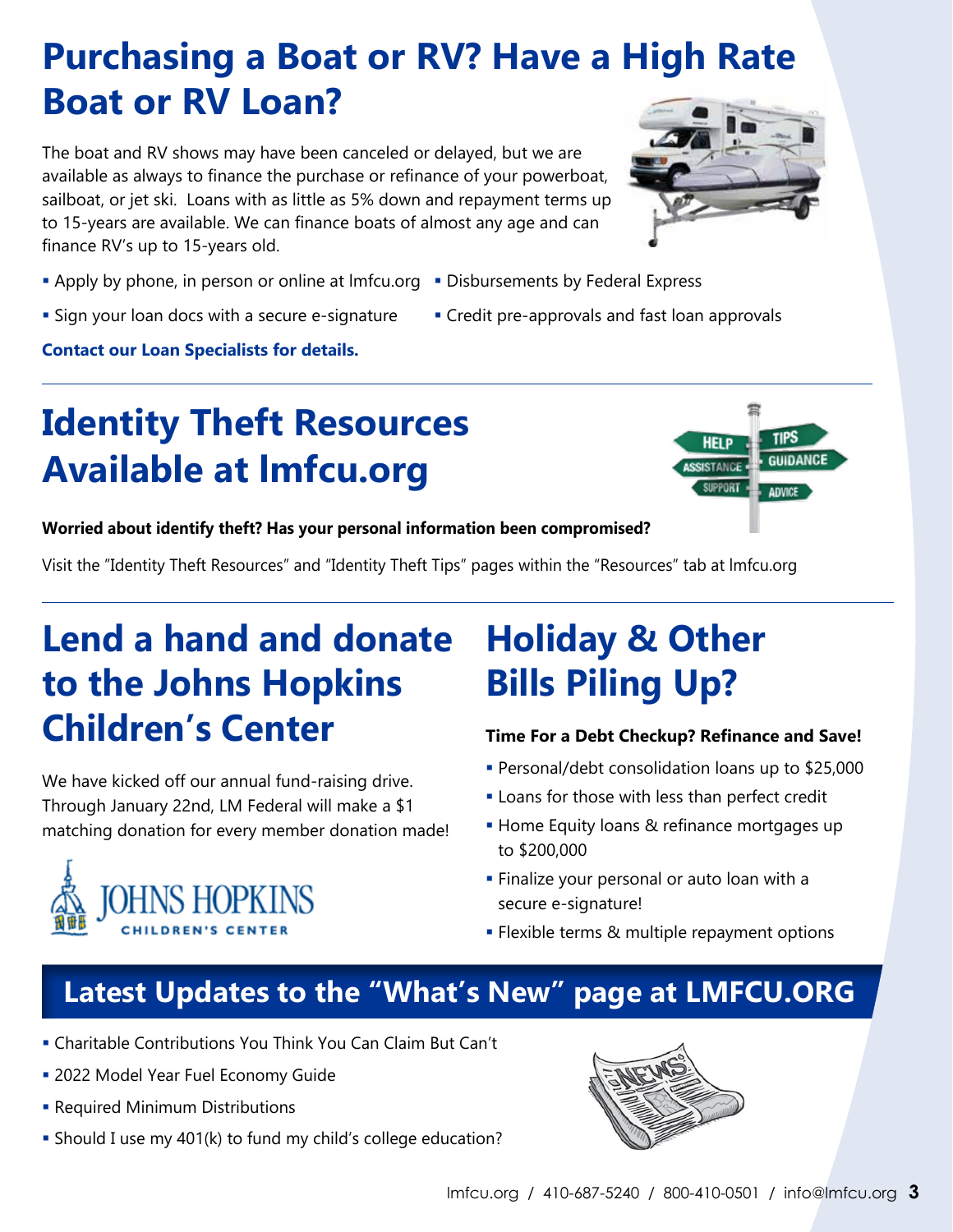# Purchasing a Boat or RV? Have a High Rate Boat or RV Loan?

The boat and RV shows may have been canceled or delayed, but we are available as always to finance the purchase or refinance of your powerboat, sailboat, or jet ski. Loans with as little as 5% down and repayment terms up to 15-years are available. We can finance boats of almost any age and can finance RV's up to 15-years old.

- Apply by phone, in person or online at lmfcu.org
- Sign your loan docs with a secure e-signature
- Disbursements by Federal Express
- Credit pre-approvals and fast loan approvals

**Contact our Loan Specialists for details.**

# Identity Theft Resources Available at lmfcu.org

**Worried about identify theft? Has your personal information been compromised?**

Visit the "Identity Theft Resources" and "Identity Theft Tips" pages within the "Resources" tab at lmfcu.org

# Lend a hand and donate to the Johns Hopkins Children's Center

We have kicked off our annual fund-raising drive. Through January 22nd, LM Federal will make a $1 matching donation for every member donation made!

# Holiday & Other Bills Piling Up?

**Time For a Debt Checkup? Refinance and Save!**

- Personal/debt consolidation loans up to $25,000
- Loans for those with less than perfect credit
- Home Equity loans & refinance mortgages up to $200,000
- Finalize your personal or auto loan with a secure e-signature!
- Flexible terms & multiple repayment options

## Latest Updates to the "What's New" page at LMFCU.ORG

- Charitable Contributions You Think You Can Claim But Can't
- 2022 Model Year Fuel Economy Guide
- Required Minimum Distributions
- Should I use my 401(k) to fund my child's college education?

lmfcu.org / 410-687-5240 / 800-410-0501 / info@lmfcu.org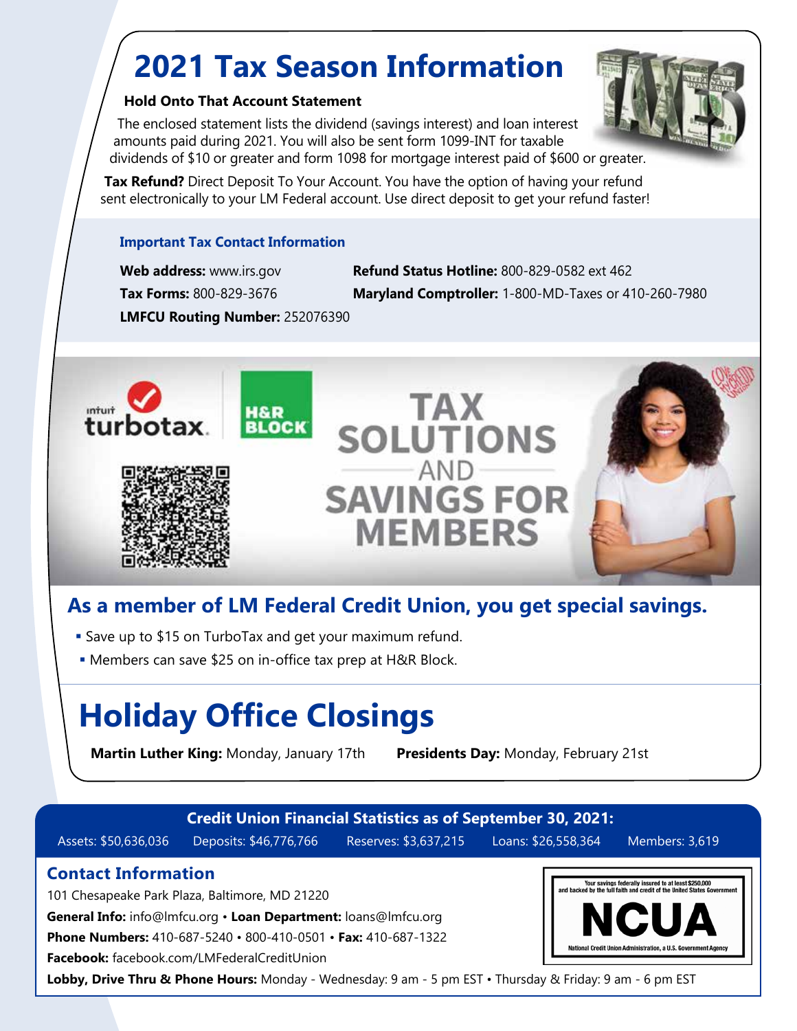# 2021 Tax Season Information

**Hold Onto That Account Statement**

The enclosed statement lists the dividend (savings interest) and loan interest amounts paid during 2021. You will also be sent form 1099-INT for taxable dividends of $10 or greater and form 1098 for mortgage interest paid of $600 or greater.

**Tax Refund?** Direct Deposit To Your Account. You have the option of having your refund sent electronically to your LM Federal account. Use direct deposit to get your refund faster!

### Important Tax Contact Information

**Web address:** www.irs.gov

**Tax Forms:** 800-829-3676

**LMFCU Routing Number:** 252076390

**Refund Status Hotline:** 800-829-0582 ext 462

**Maryland Comptroller:** 1-800-MD-Taxes or 410-260-7980

TAX SOLUTIONS AND SAVINGS FOR MEMBERS

## As a member of LM Federal Credit Union, you get special savings.

- Save up to $15 on TurboTax and get your maximum refund.
- Members can save $25 on in-office tax prep at H&R Block.

# Holiday Office Closings

**Martin Luther King:** Monday, January 17th

**Presidents Day:** Monday, February 21st

**Credit Union Financial Statistics as of September 30, 2021:**

Assets: $50,636,036 Deposits: $46,776,766 Reserves: $3,637,215 Loans: $26,558,364 Members: 3,619

### Contact Information

101 Chesapeake Park Plaza, Baltimore, MD 21220

**General Info:** info@lmfcu.org • **Loan Department:** loans@lmfcu.org

**Phone Numbers:** 410-687-5240 • 800-410-0501 • **Fax:** 410-687-1322

**Facebook:** facebook.com/LMFederalCreditUnion

**Lobby, Drive Thru & Phone Hours:** Monday - Wednesday: 9 am - 5 pm EST • Thursday & Friday: 9 am - 6 pm EST

Your savings federally insured to at least $250,000 and backed by the full faith and credit of the United States Government

NCUA

National Credit Union Administration, a U.S. Government Agency